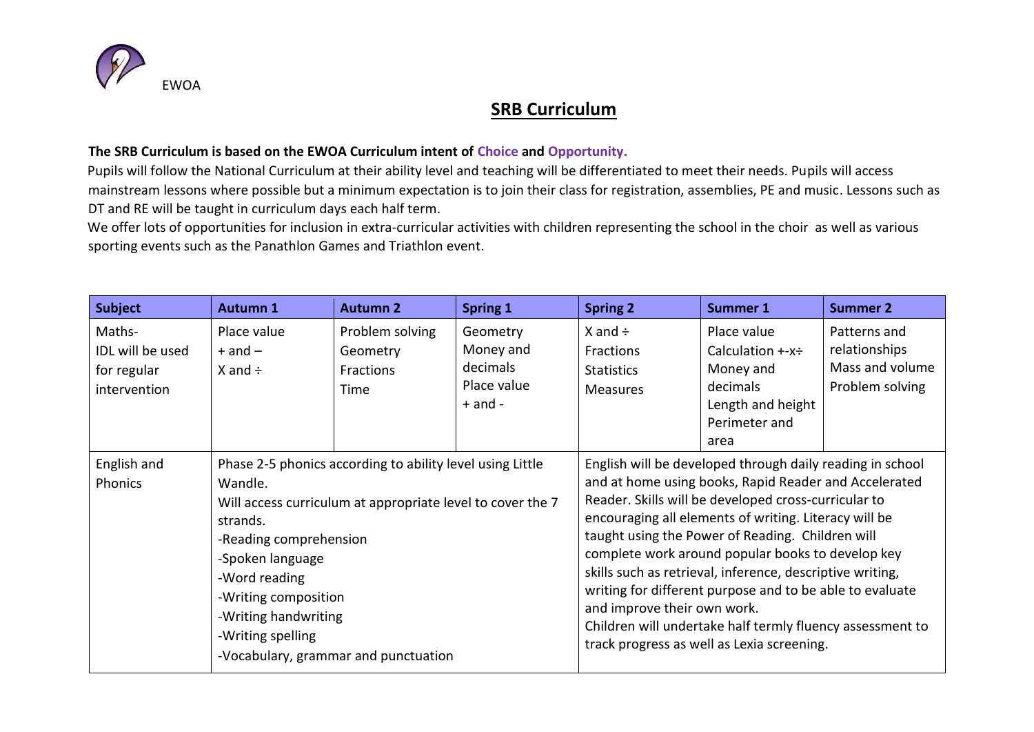EWOA

# SRB Curriculum

**The SRB Curriculum is based on the EWOA Curriculum intent of Choice and Opportunity.**

Pupils will follow the National Curriculum at their ability level and teaching will be differentiated to meet their needs. Pupils will access mainstream lessons where possible but a minimum expectation is to join their class for registration, assemblies, PE and music. Lessons such as DT and RE will be taught in curriculum days each half term.

We offer lots of opportunities for inclusion in extra-curricular activities with children representing the school in the choir as well as various sporting events such as the Panathlon Games and Triathlon event.

| Subject | Autumn 1 | Autumn 2 | Spring 1 | Spring 2 | Summer 1 | Summer 2 |
|---|---|---|---|---|---|---|
| Maths- IDL will be used for regular intervention | Place value<br>+ and –<br>X and ÷ | Problem solving<br>Geometry<br>Fractions<br>Time | Geometry<br>Money and decimals<br>Place value<br>+ and - | X and ÷<br>Fractions<br>Statistics<br>Measures | Place value<br>Calculation +-x÷<br>Money and decimals<br>Length and height<br>Perimeter and area | Patterns and relationships<br>Mass and volume<br>Problem solving |
| English and Phonics | Phase 2-5 phonics according to ability level using Little Wandle.<br>Will access curriculum at appropriate level to cover the 7 strands.<br>-Reading comprehension<br>-Spoken language<br>-Word reading<br>-Writing composition<br>-Writing handwriting<br>-Writing spelling<br>-Vocabulary, grammar and punctuation | | | English will be developed through daily reading in school and at home using books, Rapid Reader and Accelerated Reader. Skills will be developed cross-curricular to encouraging all elements of writing. Literacy will be taught using the Power of Reading. Children will complete work around popular books to develop key skills such as retrieval, inference, descriptive writing, writing for different purpose and to be able to evaluate and improve their own work.<br>Children will undertake half termly fluency assessment to track progress as well as Lexia screening. | | |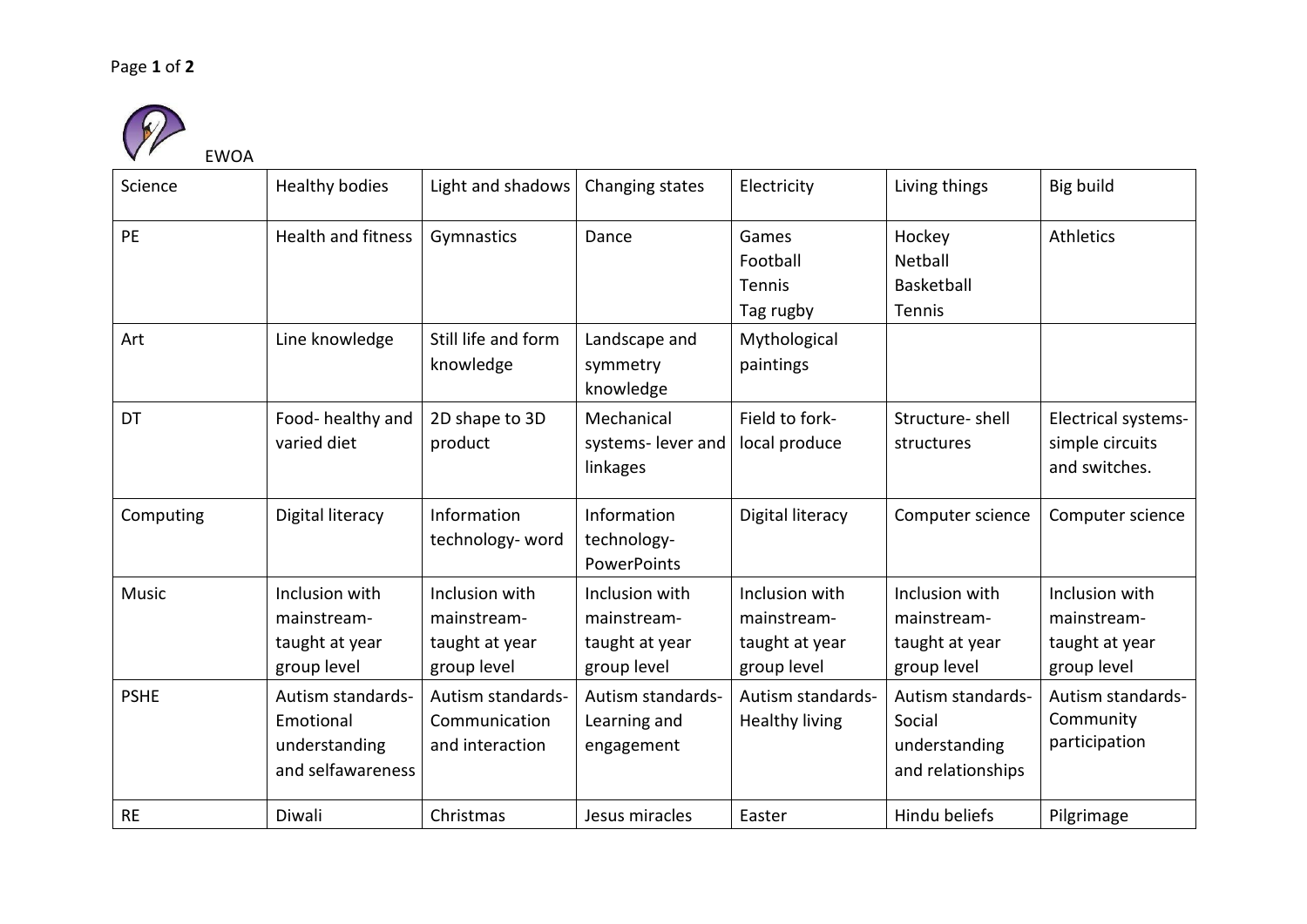EWOA

| Science | Healthy bodies | Light and shadows | Changing states | Electricity | Living things | Big build |
|---|---|---|---|---|---|---|
| PE | Health and fitness | Gymnastics | Dance | Games Football Tennis Tag rugby | Hockey Netball Basketball Tennis | Athletics |
| Art | Line knowledge | Still life and form knowledge | Landscape and symmetry knowledge | Mythological paintings | | |
| DT | Food- healthy and varied diet | 2D shape to 3D product | Mechanical systems- lever and linkages | Field to fork- local produce | Structure- shell structures | Electrical systems- simple circuits and switches. |
| Computing | Digital literacy | Information technology- word | Information technology- PowerPoints | Digital literacy | Computer science | Computer science |
| Music | Inclusion with mainstream- taught at year group level | Inclusion with mainstream- taught at year group level | Inclusion with mainstream- taught at year group level | Inclusion with mainstream- taught at year group level | Inclusion with mainstream- taught at year group level | Inclusion with mainstream- taught at year group level |
| PSHE | Autism standards- Emotional understanding and selfawareness | Autism standards- Communication and interaction | Autism standards- Learning and engagement | Autism standards- Healthy living | Autism standards- Social understanding and relationships | Autism standards- Community participation |
| RE | Diwali | Christmas | Jesus miracles | Easter | Hindu beliefs | Pilgrimage |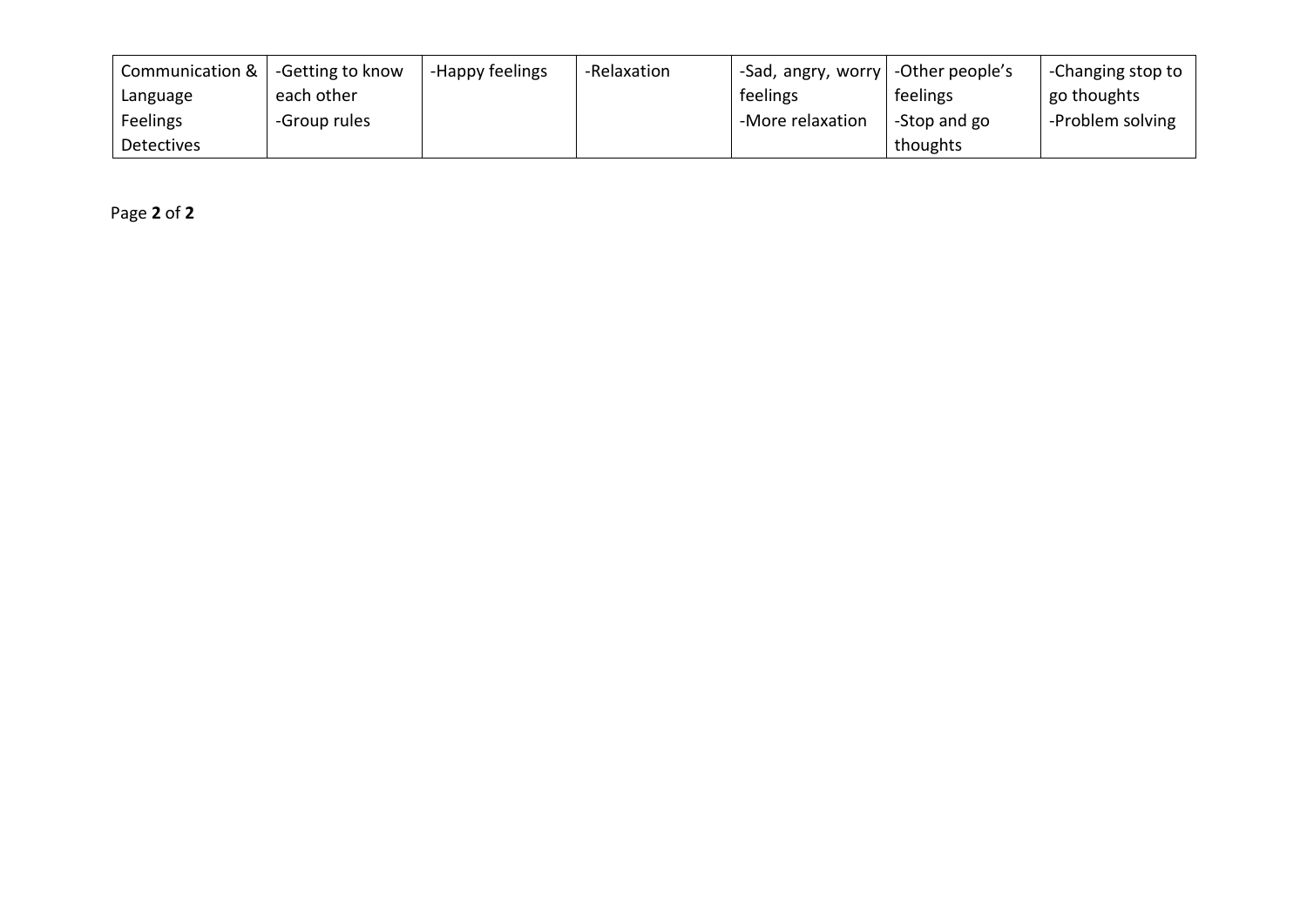| | | | | | | |
|---|---|---|---|---|---|---|
| Communication & Language Feelings Detectives | -Getting to know each other<br>-Group rules | -Happy feelings | -Relaxation | -Sad, angry, worry feelings<br>-More relaxation | -Other people's feelings<br>-Stop and go thoughts | -Changing stop to go thoughts<br>-Problem solving |